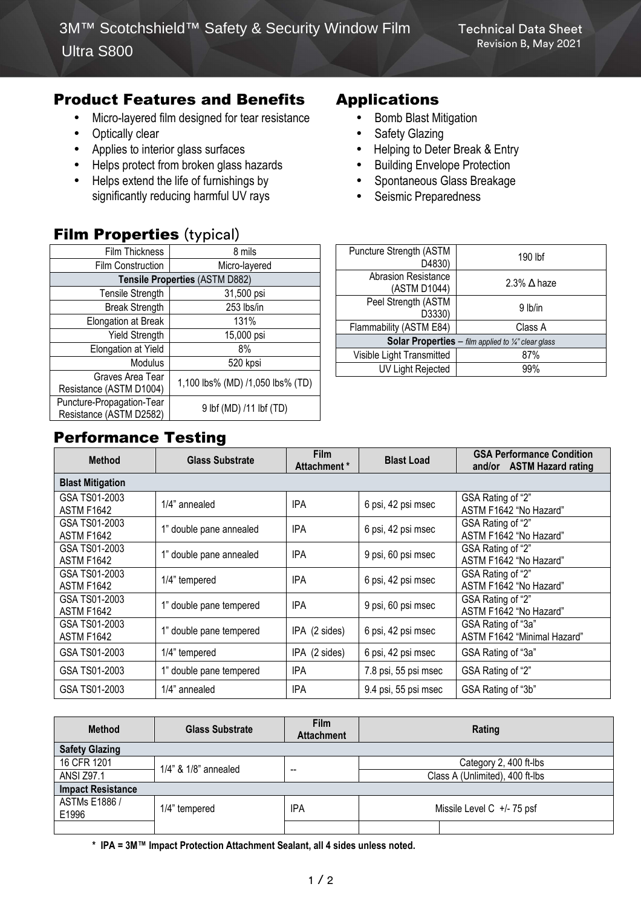# 3M™ Scotchshield™ Safety & Security Window Film Ultra S800

Technical Data Sheet
Revision B, May 2021

## Product Features and Benefits

- Micro-layered film designed for tear resistance
- Optically clear
- Applies to interior glass surfaces
- Helps protect from broken glass hazards
- Helps extend the life of furnishings by significantly reducing harmful UV rays

## Applications

- Bomb Blast Mitigation
- Safety Glazing
- Helping to Deter Break & Entry
- Building Envelope Protection
- Spontaneous Glass Breakage
- Seismic Preparedness

## Film Properties (typical)

| Film Thickness | 8 mils |
|---|---|
| Film Construction | Micro-layered |
| **Tensile Properties** (ASTM D882) | |
| Tensile Strength | 31,500 psi |
| Break Strength | 253 lbs/in |
| Elongation at Break | 131% |
| Yield Strength | 15,000 psi |
| Elongation at Yield | 8% |
| Modulus | 520 kpsi |
| Graves Area Tear Resistance (ASTM D1004) | 1,100 lbs% (MD) /1,050 lbs% (TD) |
| Puncture-Propagation-Tear Resistance (ASTM D2582) | 9 lbf (MD) /11 lbf (TD) |

| Puncture Strength (ASTM D4830) | 190 lbf |
|---|---|
| Abrasion Resistance (ASTM D1044) | 2.3% Δ haze |
| Peel Strength (ASTM D3330) | 9 lb/in |
| Flammability (ASTM E84) | Class A |
| **Solar Properties** – *film applied to ¼" clear glass* | |
| Visible Light Transmitted | 87% |
| UV Light Rejected | 99% |

## Performance Testing

| Method | Glass Substrate | Film Attachment * | Blast Load | GSA Performance Condition and/or ASTM Hazard rating |
|---|---|---|---|---|
| **Blast Mitigation** | | | | |
| GSA TS01-2003 ASTM F1642 | 1/4" annealed | IPA | 6 psi, 42 psi msec | GSA Rating of "2" ASTM F1642 "No Hazard" |
| GSA TS01-2003 ASTM F1642 | 1" double pane annealed | IPA | 6 psi, 42 psi msec | GSA Rating of "2" ASTM F1642 "No Hazard" |
| GSA TS01-2003 ASTM F1642 | 1" double pane annealed | IPA | 9 psi, 60 psi msec | GSA Rating of "2" ASTM F1642 "No Hazard" |
| GSA TS01-2003 ASTM F1642 | 1/4" tempered | IPA | 6 psi, 42 psi msec | GSA Rating of "2" ASTM F1642 "No Hazard" |
| GSA TS01-2003 ASTM F1642 | 1" double pane tempered | IPA | 9 psi, 60 psi msec | GSA Rating of "2" ASTM F1642 "No Hazard" |
| GSA TS01-2003 ASTM F1642 | 1" double pane tempered | IPA (2 sides) | 6 psi, 42 psi msec | GSA Rating of "3a" ASTM F1642 "Minimal Hazard" |
| GSA TS01-2003 | 1/4" tempered | IPA (2 sides) | 6 psi, 42 psi msec | GSA Rating of "3a" |
| GSA TS01-2003 | 1" double pane tempered | IPA | 7.8 psi, 55 psi msec | GSA Rating of "2" |
| GSA TS01-2003 | 1/4" annealed | IPA | 9.4 psi, 55 psi msec | GSA Rating of "3b" |

| Method | Glass Substrate | Film Attachment | Rating |
|---|---|---|---|
| **Safety Glazing** | | | |
| 16 CFR 1201 | 1/4" & 1/8" annealed | -- | Category 2, 400 ft-lbs |
| ANSI Z97.1 | | | Class A (Unlimited), 400 ft-lbs |
| **Impact Resistance** | | | |
| ASTMs E1886 / E1996 | 1/4" tempered | IPA | Missile Level C +/- 75 psf |

**\* IPA = 3M™ Impact Protection Attachment Sealant, all 4 sides unless noted.**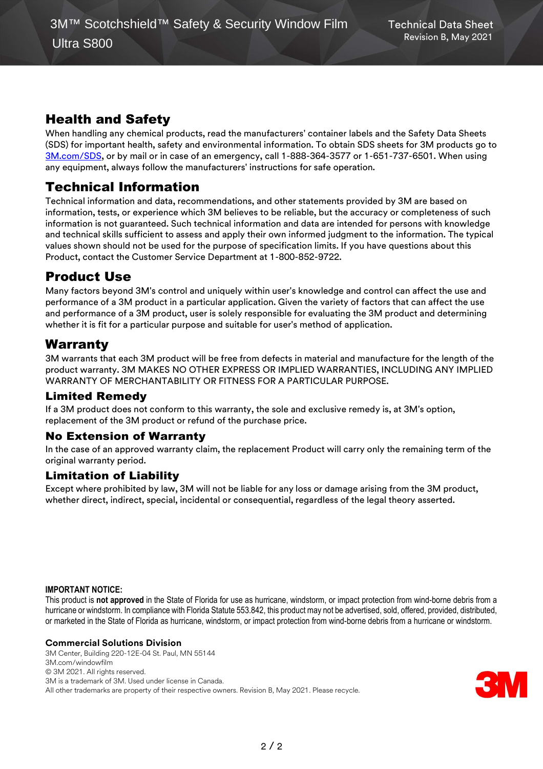## Health and Safety

When handling any chemical products, read the manufacturers' container labels and the Safety Data Sheets (SDS) for important health, safety and environmental information. To obtain SDS sheets for 3M products go to 3M.com/SDS, or by mail or in case of an emergency, call 1-888-364-3577 or 1-651-737-6501. When using any equipment, always follow the manufacturers' instructions for safe operation.

## Technical Information

Technical information and data, recommendations, and other statements provided by 3M are based on information, tests, or experience which 3M believes to be reliable, but the accuracy or completeness of such information is not guaranteed. Such technical information and data are intended for persons with knowledge and technical skills sufficient to assess and apply their own informed judgment to the information. The typical values shown should not be used for the purpose of specification limits. If you have questions about this Product, contact the Customer Service Department at 1-800-852-9722.

## Product Use

Many factors beyond 3M's control and uniquely within user's knowledge and control can affect the use and performance of a 3M product in a particular application. Given the variety of factors that can affect the use and performance of a 3M product, user is solely responsible for evaluating the 3M product and determining whether it is fit for a particular purpose and suitable for user's method of application.

## Warranty

3M warrants that each 3M product will be free from defects in material and manufacture for the length of the product warranty. 3M MAKES NO OTHER EXPRESS OR IMPLIED WARRANTIES, INCLUDING ANY IMPLIED WARRANTY OF MERCHANTABILITY OR FITNESS FOR A PARTICULAR PURPOSE.

### Limited Remedy

If a 3M product does not conform to this warranty, the sole and exclusive remedy is, at 3M's option, replacement of the 3M product or refund of the purchase price.

### No Extension of Warranty

In the case of an approved warranty claim, the replacement Product will carry only the remaining term of the original warranty period.

### Limitation of Liability

Except where prohibited by law, 3M will not be liable for any loss or damage arising from the 3M product, whether direct, indirect, special, incidental or consequential, regardless of the legal theory asserted.

**IMPORTANT NOTICE:**

This product is **not approved** in the State of Florida for use as hurricane, windstorm, or impact protection from wind-borne debris from a hurricane or windstorm. In compliance with Florida Statute 553.842, this product may not be advertised, sold, offered, provided, distributed, or marketed in the State of Florida as hurricane, windstorm, or impact protection from wind-borne debris from a hurricane or windstorm.

**Commercial Solutions Division**

3M Center, Building 220-12E-04 St. Paul, MN 55144
3M.com/windowfilm
© 3M 2021. All rights reserved.
3M is a trademark of 3M. Used under license in Canada.
All other trademarks are property of their respective owners. Revision B, May 2021. Please recycle.